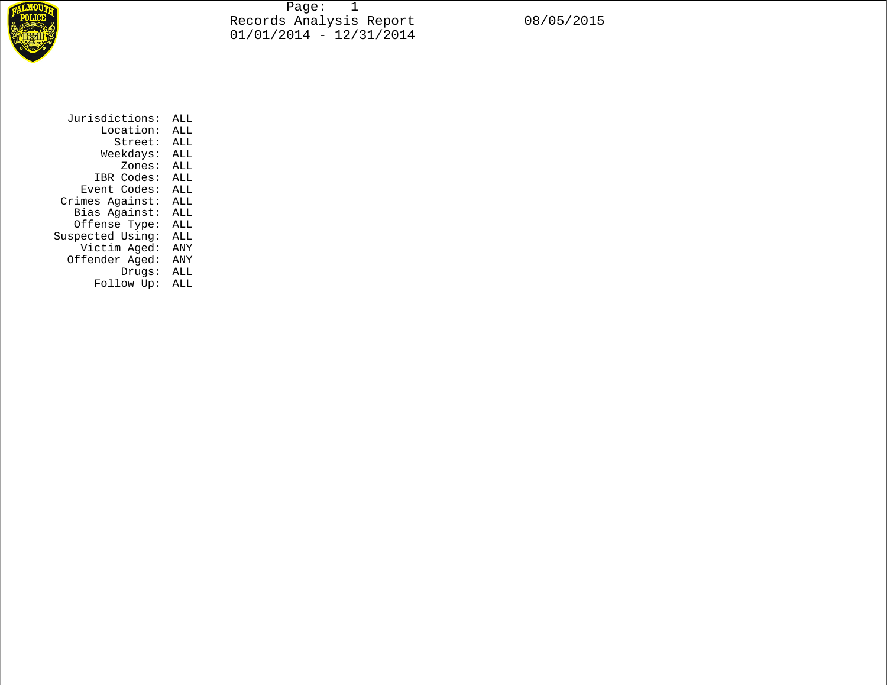# Records Analysis Report

01/01/2014 - 12/31/2014

08/05/2015

| | |
|---|---|
| Jurisdictions: | ALL |
| Location: | ALL |
| Street: | ALL |
| Weekdays: | ALL |
| Zones: | ALL |
| IBR Codes: | ALL |
| Event Codes: | ALL |
| Crimes Against: | ALL |
| Bias Against: | ALL |
| Offense Type: | ALL |
| Suspected Using: | ALL |
| Victim Aged: | ANY |
| Offender Aged: | ANY |
| Drugs: | ALL |
| Follow Up: | ALL |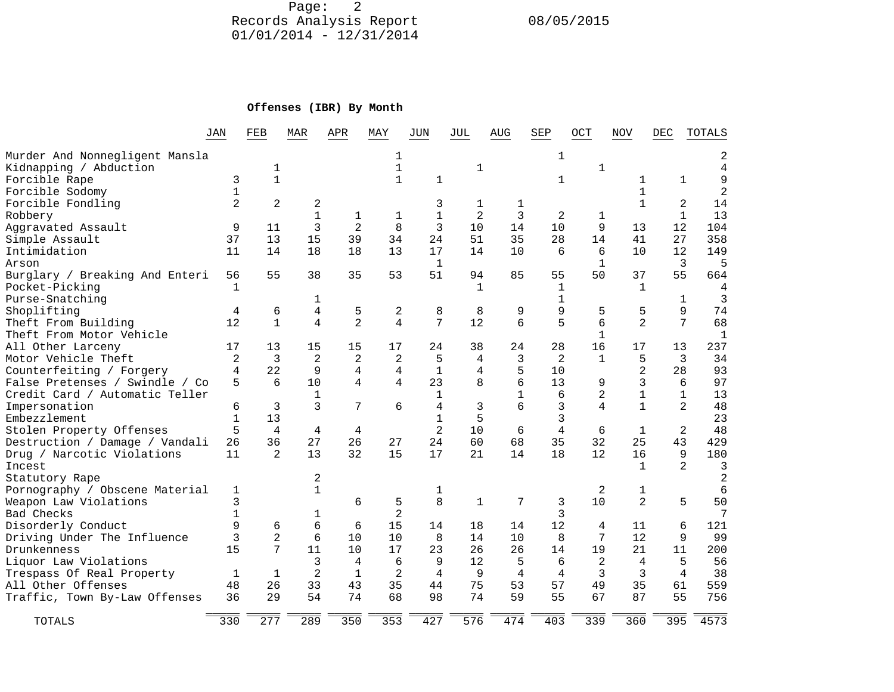Records Analysis Report
01/01/2014 - 12/31/2014

08/05/2015

**Offenses (IBR) By Month**

| | JAN | FEB | MAR | APR | MAY | JUN | JUL | AUG | SEP | OCT | NOV | DEC | TOTALS |
|---|---|---|---|---|---|---|---|---|---|---|---|---|---|
| Murder And Nonnegligent Mansla | | | | | 1 | | | | 1 | | | | 2 |
| Kidnapping / Abduction | | 1 | | | 1 | | 1 | | | 1 | | | 4 |
| Forcible Rape | 3 | 1 | | | 1 | 1 | | | 1 | | 1 | 1 | 9 |
| Forcible Sodomy | 1 | | | | | | | | | | 1 | | 2 |
| Forcible Fondling | 2 | 2 | 2 | | | 3 | 1 | 1 | | | 1 | 2 | 14 |
| Robbery | | | 1 | 1 | 1 | 1 | 2 | 3 | 2 | 1 | | 1 | 13 |
| Aggravated Assault | 9 | 11 | 3 | 2 | 8 | 3 | 10 | 14 | 10 | 9 | 13 | 12 | 104 |
| Simple Assault | 37 | 13 | 15 | 39 | 34 | 24 | 51 | 35 | 28 | 14 | 41 | 27 | 358 |
| Intimidation | 11 | 14 | 18 | 18 | 13 | 17 | 14 | 10 | 6 | 6 | 10 | 12 | 149 |
| Arson | | | | | | 1 | | | | 1 | | 3 | 5 |
| Burglary / Breaking And Enteri | 56 | 55 | 38 | 35 | 53 | 51 | 94 | 85 | 55 | 50 | 37 | 55 | 664 |
| Pocket-Picking | 1 | | | | | | 1 | | 1 | | 1 | | 4 |
| Purse-Snatching | | | 1 | | | | | | 1 | | | 1 | 3 |
| Shoplifting | 4 | 6 | 4 | 5 | 2 | 8 | 8 | 9 | 9 | 5 | 5 | 9 | 74 |
| Theft From Building | 12 | 1 | 4 | 2 | 4 | 7 | 12 | 6 | 5 | 6 | 2 | 7 | 68 |
| Theft From Motor Vehicle | | | | | | | | | | 1 | | | 1 |
| All Other Larceny | 17 | 13 | 15 | 15 | 17 | 24 | 38 | 24 | 28 | 16 | 17 | 13 | 237 |
| Motor Vehicle Theft | 2 | 3 | 2 | 2 | 2 | 5 | 4 | 3 | 2 | 1 | 5 | 3 | 34 |
| Counterfeiting / Forgery | 4 | 22 | 9 | 4 | 4 | 1 | 4 | 5 | 10 | | 2 | 28 | 93 |
| False Pretenses / Swindle / Co | 5 | 6 | 10 | 4 | 4 | 23 | 8 | 6 | 13 | 9 | 3 | 6 | 97 |
| Credit Card / Automatic Teller | | | 1 | | | 1 | | 1 | 6 | 2 | 1 | 1 | 13 |
| Impersonation | 6 | 3 | 3 | 7 | 6 | 4 | 3 | 6 | 3 | 4 | 1 | 2 | 48 |
| Embezzlement | 1 | 13 | | | | 1 | 5 | | 3 | | | | 23 |
| Stolen Property Offenses | 5 | 4 | 4 | 4 | | 2 | 10 | 6 | 4 | 6 | 1 | 2 | 48 |
| Destruction / Damage / Vandali | 26 | 36 | 27 | 26 | 27 | 24 | 60 | 68 | 35 | 32 | 25 | 43 | 429 |
| Drug / Narcotic Violations | 11 | 2 | 13 | 32 | 15 | 17 | 21 | 14 | 18 | 12 | 16 | 9 | 180 |
| Incest | | | | | | | | | | | 1 | 2 | 3 |
| Statutory Rape | | | 2 | | | | | | | | | | 2 |
| Pornography / Obscene Material | 1 | | 1 | | | 1 | | | | 2 | 1 | | 6 |
| Weapon Law Violations | 3 | | | 6 | 5 | 8 | 1 | 7 | 3 | 10 | 2 | 5 | 50 |
| Bad Checks | 1 | | 1 | | 2 | | | | 3 | | | | 7 |
| Disorderly Conduct | 9 | 6 | 6 | 6 | 15 | 14 | 18 | 14 | 12 | 4 | 11 | 6 | 121 |
| Driving Under The Influence | 3 | 2 | 6 | 10 | 10 | 8 | 14 | 10 | 8 | 7 | 12 | 9 | 99 |
| Drunkenness | 15 | 7 | 11 | 10 | 17 | 23 | 26 | 26 | 14 | 19 | 21 | 11 | 200 |
| Liquor Law Violations | | | 3 | 4 | 6 | 9 | 12 | 5 | 6 | 2 | 4 | 5 | 56 |
| Trespass Of Real Property | 1 | 1 | 2 | 1 | 2 | 4 | 9 | 4 | 4 | 3 | 3 | 4 | 38 |
| All Other Offenses | 48 | 26 | 33 | 43 | 35 | 44 | 75 | 53 | 57 | 49 | 35 | 61 | 559 |
| Traffic, Town By-Law Offenses | 36 | 29 | 54 | 74 | 68 | 98 | 74 | 59 | 55 | 67 | 87 | 55 | 756 |
| TOTALS | 330 | 277 | 289 | 350 | 353 | 427 | 576 | 474 | 403 | 339 | 360 | 395 | 4573 |